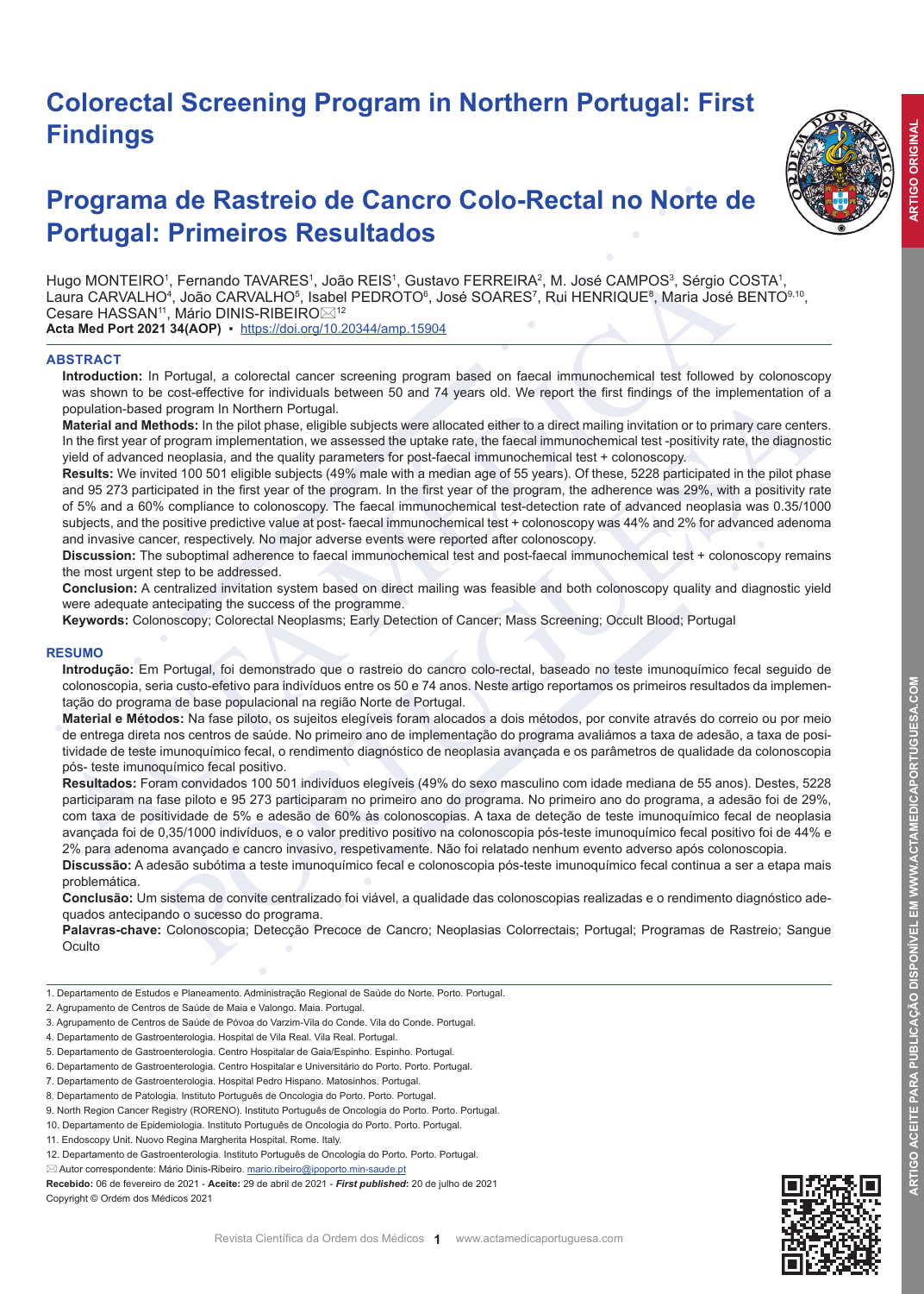# Colorectal Screening Program in Northern Portugal: First Findings

# Programa de Rastreio de Cancro Colo-Rectal no Norte de Portugal: Primeiros Resultados

Hugo MONTEIRO[1], Fernando TAVARES[1], João REIS[1], Gustavo FERREIRA[2], M. José CAMPOS[3], Sérgio COSTA[1], Laura CARVALHO[4], João CARVALHO[5], Isabel PEDROTO[6], José SOARES[7], Rui HENRIQUE[8], Maria José BENTO[9,10], Cesare HASSAN[11], Mário DINIS-RIBEIRO✉[12]

**Acta Med Port 2021 34(AOP)** ▪ https://doi.org/10.20344/amp.15904

## ABSTRACT

**Introduction:** In Portugal, a colorectal cancer screening program based on faecal immunochemical test followed by colonoscopy was shown to be cost-effective for individuals between 50 and 74 years old. We report the first findings of the implementation of a population-based program In Northern Portugal.

**Material and Methods:** In the pilot phase, eligible subjects were allocated either to a direct mailing invitation or to primary care centers. In the first year of program implementation, we assessed the uptake rate, the faecal immunochemical test -positivity rate, the diagnostic yield of advanced neoplasia, and the quality parameters for post-faecal immunochemical test + colonoscopy.

**Results:** We invited 100 501 eligible subjects (49% male with a median age of 55 years). Of these, 5228 participated in the pilot phase and 95 273 participated in the first year of the program. In the first year of the program, the adherence was 29%, with a positivity rate of 5% and a 60% compliance to colonoscopy. The faecal immunochemical test-detection rate of advanced neoplasia was 0.35/1000 subjects, and the positive predictive value at post- faecal immunochemical test + colonoscopy was 44% and 2% for advanced adenoma and invasive cancer, respectively. No major adverse events were reported after colonoscopy.

**Discussion:** The suboptimal adherence to faecal immunochemical test and post-faecal immunochemical test + colonoscopy remains the most urgent step to be addressed.

**Conclusion:** A centralized invitation system based on direct mailing was feasible and both colonoscopy quality and diagnostic yield were adequate antecipating the success of the programme.

**Keywords:** Colonoscopy; Colorectal Neoplasms; Early Detection of Cancer; Mass Screening; Occult Blood; Portugal

## RESUMO

**Introdução:** Em Portugal, foi demonstrado que o rastreio do cancro colo-rectal, baseado no teste imunoquímico fecal seguido de colonoscopia, seria custo-efetivo para indivíduos entre os 50 e 74 anos. Neste artigo reportamos os primeiros resultados da implementação do programa de base populacional na região Norte de Portugal.

**Material e Métodos:** Na fase piloto, os sujeitos elegíveis foram alocados a dois métodos, por convite através do correio ou por meio de entrega direta nos centros de saúde. No primeiro ano de implementação do programa avaliámos a taxa de adesão, a taxa de positividade de teste imunoquímico fecal, o rendimento diagnóstico de neoplasia avançada e os parâmetros de qualidade da colonoscopia pós- teste imunoquímico fecal positivo.

**Resultados:** Foram convidados 100 501 indivíduos elegíveis (49% do sexo masculino com idade mediana de 55 anos). Destes, 5228 participaram na fase piloto e 95 273 participaram no primeiro ano do programa. No primeiro ano do programa, a adesão foi de 29%, com taxa de positividade de 5% e adesão de 60% às colonoscopias. A taxa de deteção de teste imunoquímico fecal de neoplasia avançada foi de 0,35/1000 indivíduos, e o valor preditivo positivo na colonoscopia pós-teste imunoquímico fecal positivo foi de 44% e 2% para adenoma avançado e cancro invasivo, respetivamente. Não foi relatado nenhum evento adverso após colonoscopia.

**Discussão:** A adesão subótima a teste imunoquímico fecal e colonoscopia pós-teste imunoquímico fecal continua a ser a etapa mais problemática.

**Conclusão:** Um sistema de convite centralizado foi viável, a qualidade das colonoscopias realizadas e o rendimento diagnóstico adequados antecipando o sucesso do programa.

**Palavras-chave:** Colonoscopia; Detecção Precoce de Cancro; Neoplasias Colorrectais; Portugal; Programas de Rastreio; Sangue Oculto

---

1. Departamento de Estudos e Planeamento. Administração Regional de Saúde do Norte. Porto. Portugal.
2. Agrupamento de Centros de Saúde de Maia e Valongo. Maia. Portugal.
3. Agrupamento de Centros de Saúde de Póvoa do Varzim-Vila do Conde. Vila do Conde. Portugal.
4. Departamento de Gastroenterologia. Hospital de Vila Real. Vila Real. Portugal.
5. Departamento de Gastroenterologia. Centro Hospitalar de Gaia/Espinho. Espinho. Portugal.
6. Departamento de Gastroenterologia. Centro Hospitalar e Universitário do Porto. Porto. Portugal.
7. Departamento de Gastroenterologia. Hospital Pedro Hispano. Matosinhos. Portugal.
8. Departamento de Patologia. Instituto Português de Oncologia do Porto. Porto. Portugal.
9. North Region Cancer Registry (RORENO). Instituto Português de Oncologia do Porto. Porto. Portugal.
10. Departamento de Epidemiologia. Instituto Português de Oncologia do Porto. Porto. Portugal.
11. Endoscopy Unit. Nuovo Regina Margherita Hospital. Rome. Italy.
12. Departamento de Gastroenterologia. Instituto Português de Oncologia do Porto. Porto. Portugal.

✉ Autor correspondente: Mário Dinis-Ribeiro. mario.ribeiro@ipoporto.min-saude.pt

**Recebido:** 06 de fevereiro de 2021 - **Aceite:** 29 de abril de 2021 - ***First published*:** 20 de julho de 2021

Copyright © Ordem dos Médicos 2021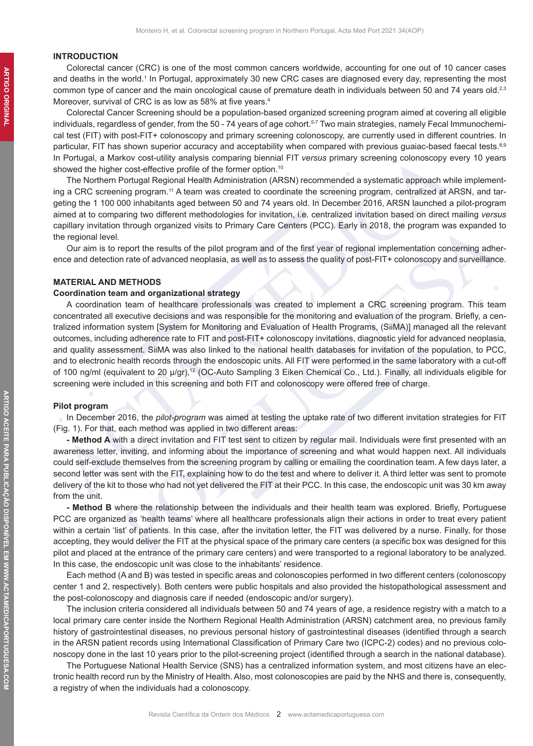## INTRODUCTION

Colorectal cancer (CRC) is one of the most common cancers worldwide, accounting for one out of 10 cancer cases and deaths in the world.[1] In Portugal, approximately 30 new CRC cases are diagnosed every day, representing the most common type of cancer and the main oncological cause of premature death in individuals between 50 and 74 years old.[2,3] Moreover, survival of CRC is as low as 58% at five years.[4]

Colorectal Cancer Screening should be a population-based organized screening program aimed at covering all eligible individuals, regardless of gender, from the 50 - 74 years of age cohort.[5-7] Two main strategies, namely Fecal Immunochemical test (FIT) with post-FIT+ colonoscopy and primary screening colonoscopy, are currently used in different countries. In particular, FIT has shown superior accuracy and acceptability when compared with previous guaiac-based faecal tests.[8,9] In Portugal, a Markov cost-utility analysis comparing biennial FIT *versus* primary screening colonoscopy every 10 years showed the higher cost-effective profile of the former option.[10]

The Northern Portugal Regional Health Administration (ARSN) recommended a systematic approach while implementing a CRC screening program.[11] A team was created to coordinate the screening program, centralized at ARSN, and targeting the 1 100 000 inhabitants aged between 50 and 74 years old. In December 2016, ARSN launched a pilot-program aimed at to comparing two different methodologies for invitation, i.e. centralized invitation based on direct mailing *versus* capillary invitation through organized visits to Primary Care Centers (PCC). Early in 2018, the program was expanded to the regional level.

Our aim is to report the results of the pilot program and of the first year of regional implementation concerning adherence and detection rate of advanced neoplasia, as well as to assess the quality of post-FIT+ colonoscopy and surveillance.

## MATERIAL AND METHODS

### Coordination team and organizational strategy

A coordination team of healthcare professionals was created to implement a CRC screening program. This team concentrated all executive decisions and was responsible for the monitoring and evaluation of the program. Briefly, a centralized information system [System for Monitoring and Evaluation of Health Programs, (SiiMA)] managed all the relevant outcomes, including adherence rate to FIT and post-FIT+ colonoscopy invitations, diagnostic yield for advanced neoplasia, and quality assessment. SiiMA was also linked to the national health databases for invitation of the population, to PCC, and to electronic health records through the endoscopic units. All FIT were performed in the same laboratory with a cut-off of 100 ng/ml (equivalent to 20 μ/gr),[12] (OC-Auto Sampling 3 Eiken Chemical Co., Ltd.). Finally, all individuals eligible for screening were included in this screening and both FIT and colonoscopy were offered free of charge.

### Pilot program

In December 2016, the *pilot-program* was aimed at testing the uptake rate of two different invitation strategies for FIT (Fig. 1). For that, each method was applied in two different areas:

**- Method A** with a direct invitation and FIT test sent to citizen by regular mail. Individuals were first presented with an awareness letter, inviting, and informing about the importance of screening and what would happen next. All individuals could self-exclude themselves from the screening program by calling or emailing the coordination team. A few days later, a second letter was sent with the FIT, explaining how to do the test and where to deliver it. A third letter was sent to promote delivery of the kit to those who had not yet delivered the FIT at their PCC. In this case, the endoscopic unit was 30 km away from the unit.

**- Method B** where the relationship between the individuals and their health team was explored. Briefly, Portuguese PCC are organized as 'health teams' where all healthcare professionals align their actions in order to treat every patient within a certain 'list' of patients. In this case, after the invitation letter, the FIT was delivered by a nurse. Finally, for those accepting, they would deliver the FIT at the physical space of the primary care centers (a specific box was designed for this pilot and placed at the entrance of the primary care centers) and were transported to a regional laboratory to be analyzed. In this case, the endoscopic unit was close to the inhabitants' residence.

Each method (A and B) was tested in specific areas and colonoscopies performed in two different centers (colonoscopy center 1 and 2, respectively). Both centers were public hospitals and also provided the histopathological assessment and the post-colonoscopy and diagnosis care if needed (endoscopic and/or surgery).

The inclusion criteria considered all individuals between 50 and 74 years of age, a residence registry with a match to a local primary care center inside the Northern Regional Health Administration (ARSN) catchment area, no previous family history of gastrointestinal diseases, no previous personal history of gastrointestinal diseases (identified through a search in the ARSN patient records using International Classification of Primary Care two (ICPC-2) codes) and no previous colonoscopy done in the last 10 years prior to the pilot-screening project (identified through a search in the national database).

The Portuguese National Health Service (SNS) has a centralized information system, and most citizens have an electronic health record run by the Ministry of Health. Also, most colonoscopies are paid by the NHS and there is, consequently, a registry of when the individuals had a colonoscopy.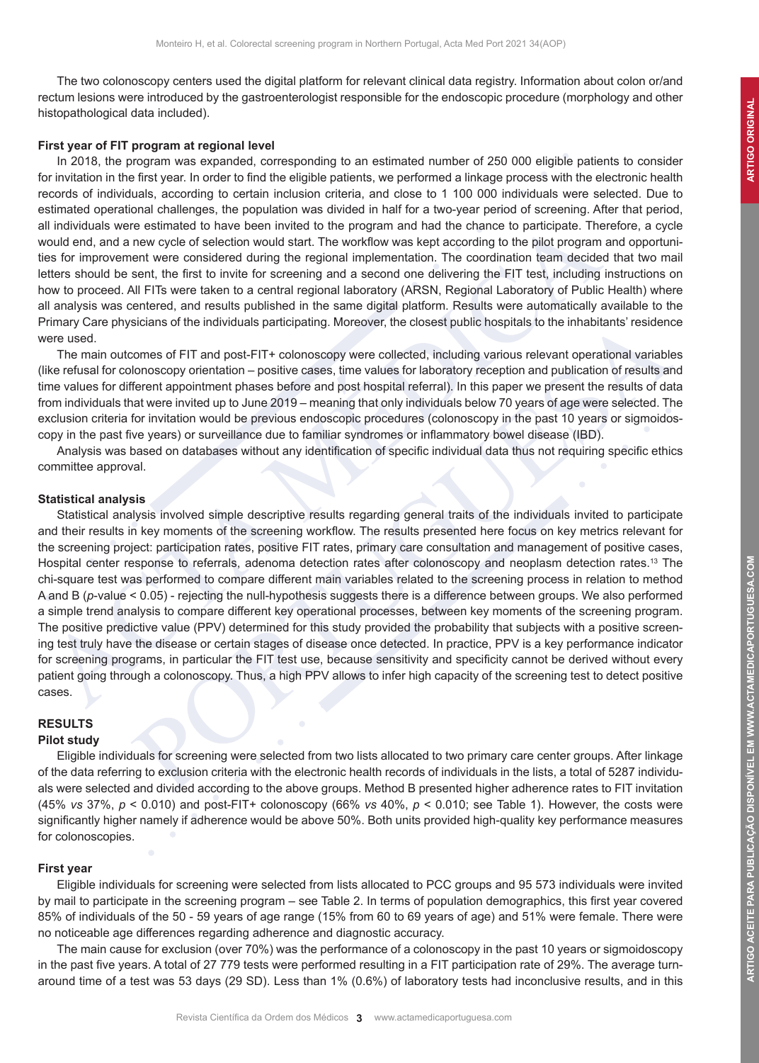The two colonoscopy centers used the digital platform for relevant clinical data registry. Information about colon or/and rectum lesions were introduced by the gastroenterologist responsible for the endoscopic procedure (morphology and other histopathological data included).

### First year of FIT program at regional level

In 2018, the program was expanded, corresponding to an estimated number of 250 000 eligible patients to consider for invitation in the first year. In order to find the eligible patients, we performed a linkage process with the electronic health records of individuals, according to certain inclusion criteria, and close to 1 100 000 individuals were selected. Due to estimated operational challenges, the population was divided in half for a two-year period of screening. After that period, all individuals were estimated to have been invited to the program and had the chance to participate. Therefore, a cycle would end, and a new cycle of selection would start. The workflow was kept according to the pilot program and opportunities for improvement were considered during the regional implementation. The coordination team decided that two mail letters should be sent, the first to invite for screening and a second one delivering the FIT test, including instructions on how to proceed. All FITs were taken to a central regional laboratory (ARSN, Regional Laboratory of Public Health) where all analysis was centered, and results published in the same digital platform. Results were automatically available to the Primary Care physicians of the individuals participating. Moreover, the closest public hospitals to the inhabitants' residence were used.

The main outcomes of FIT and post-FIT+ colonoscopy were collected, including various relevant operational variables (like refusal for colonoscopy orientation – positive cases, time values for laboratory reception and publication of results and time values for different appointment phases before and post hospital referral). In this paper we present the results of data from individuals that were invited up to June 2019 – meaning that only individuals below 70 years of age were selected. The exclusion criteria for invitation would be previous endoscopic procedures (colonoscopy in the past 10 years or sigmoidoscopy in the past five years) or surveillance due to familiar syndromes or inflammatory bowel disease (IBD).

Analysis was based on databases without any identification of specific individual data thus not requiring specific ethics committee approval.

### Statistical analysis

Statistical analysis involved simple descriptive results regarding general traits of the individuals invited to participate and their results in key moments of the screening workflow. The results presented here focus on key metrics relevant for the screening project: participation rates, positive FIT rates, primary care consultation and management of positive cases, Hospital center response to referrals, adenoma detection rates after colonoscopy and neoplasm detection rates.[13] The chi-square test was performed to compare different main variables related to the screening process in relation to method A and B (*p*-value < 0.05) - rejecting the null-hypothesis suggests there is a difference between groups. We also performed a simple trend analysis to compare different key operational processes, between key moments of the screening program. The positive predictive value (PPV) determined for this study provided the probability that subjects with a positive screening test truly have the disease or certain stages of disease once detected. In practice, PPV is a key performance indicator for screening programs, in particular the FIT test use, because sensitivity and specificity cannot be derived without every patient going through a colonoscopy. Thus, a high PPV allows to infer high capacity of the screening test to detect positive cases.

## RESULTS

### Pilot study

Eligible individuals for screening were selected from two lists allocated to two primary care center groups. After linkage of the data referring to exclusion criteria with the electronic health records of individuals in the lists, a total of 5287 individuals were selected and divided according to the above groups. Method B presented higher adherence rates to FIT invitation (45% *vs* 37%, *p* < 0.010) and post-FIT+ colonoscopy (66% *vs* 40%, *p* < 0.010; see Table 1). However, the costs were significantly higher namely if adherence would be above 50%. Both units provided high-quality key performance measures for colonoscopies.

### First year

Eligible individuals for screening were selected from lists allocated to PCC groups and 95 573 individuals were invited by mail to participate in the screening program – see Table 2. In terms of population demographics, this first year covered 85% of individuals of the 50 - 59 years of age range (15% from 60 to 69 years of age) and 51% were female. There were no noticeable age differences regarding adherence and diagnostic accuracy.

The main cause for exclusion (over 70%) was the performance of a colonoscopy in the past 10 years or sigmoidoscopy in the past five years. A total of 27 779 tests were performed resulting in a FIT participation rate of 29%. The average turnaround time of a test was 53 days (29 SD). Less than 1% (0.6%) of laboratory tests had inconclusive results, and in this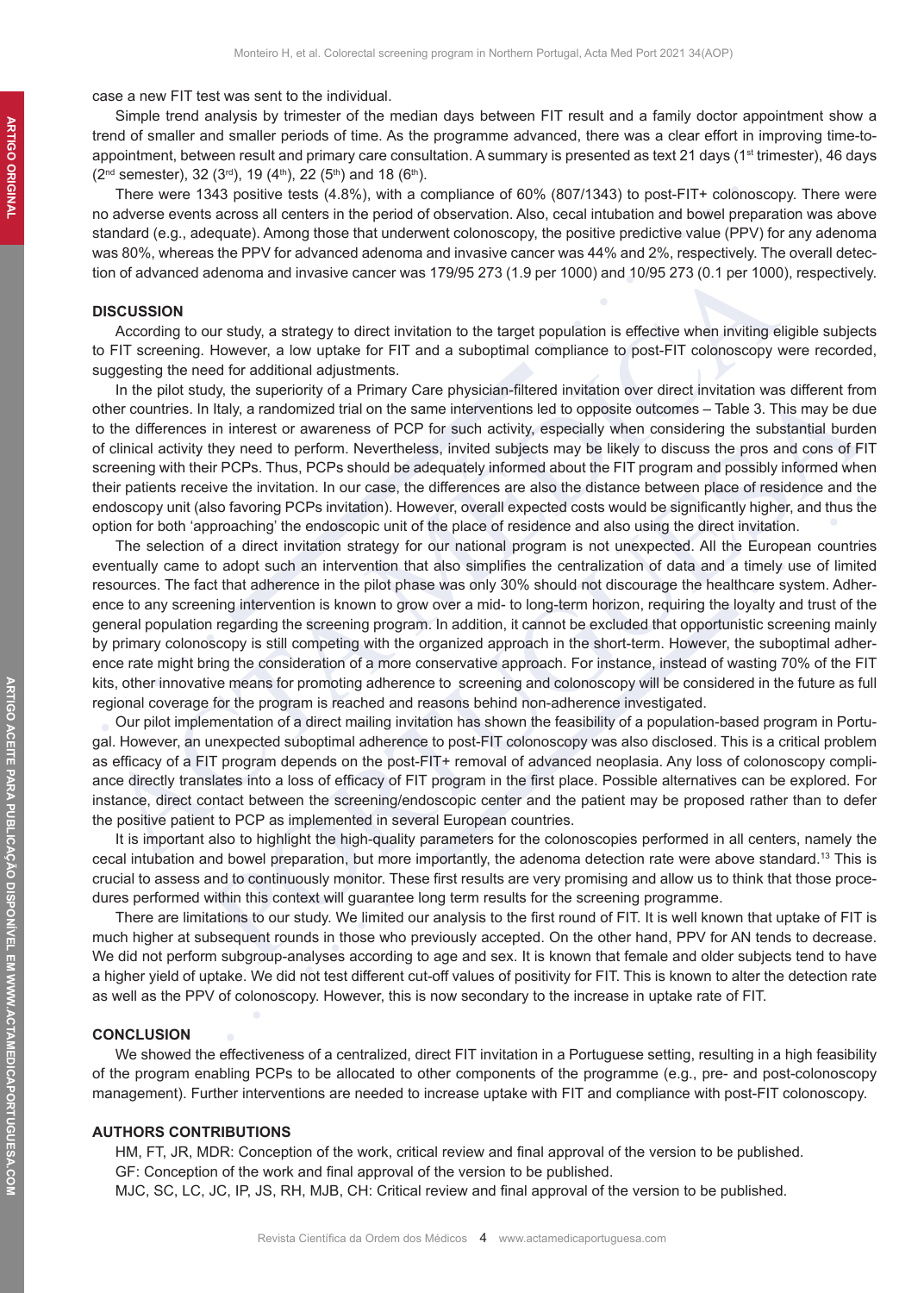case a new FIT test was sent to the individual.

Simple trend analysis by trimester of the median days between FIT result and a family doctor appointment show a trend of smaller and smaller periods of time. As the programme advanced, there was a clear effort in improving time-to-appointment, between result and primary care consultation. A summary is presented as text 21 days (1st trimester), 46 days (2nd semester), 32 (3rd), 19 (4th), 22 (5th) and 18 (6th).

There were 1343 positive tests (4.8%), with a compliance of 60% (807/1343) to post-FIT+ colonoscopy. There were no adverse events across all centers in the period of observation. Also, cecal intubation and bowel preparation was above standard (e.g., adequate). Among those that underwent colonoscopy, the positive predictive value (PPV) for any adenoma was 80%, whereas the PPV for advanced adenoma and invasive cancer was 44% and 2%, respectively. The overall detection of advanced adenoma and invasive cancer was 179/95 273 (1.9 per 1000) and 10/95 273 (0.1 per 1000), respectively.

## DISCUSSION

According to our study, a strategy to direct invitation to the target population is effective when inviting eligible subjects to FIT screening. However, a low uptake for FIT and a suboptimal compliance to post-FIT colonoscopy were recorded, suggesting the need for additional adjustments.

In the pilot study, the superiority of a Primary Care physician-filtered invitation over direct invitation was different from other countries. In Italy, a randomized trial on the same interventions led to opposite outcomes – Table 3. This may be due to the differences in interest or awareness of PCP for such activity, especially when considering the substantial burden of clinical activity they need to perform. Nevertheless, invited subjects may be likely to discuss the pros and cons of FIT screening with their PCPs. Thus, PCPs should be adequately informed about the FIT program and possibly informed when their patients receive the invitation. In our case, the differences are also the distance between place of residence and the endoscopy unit (also favoring PCPs invitation). However, overall expected costs would be significantly higher, and thus the option for both 'approaching' the endoscopic unit of the place of residence and also using the direct invitation.

The selection of a direct invitation strategy for our national program is not unexpected. All the European countries eventually came to adopt such an intervention that also simplifies the centralization of data and a timely use of limited resources. The fact that adherence in the pilot phase was only 30% should not discourage the healthcare system. Adherence to any screening intervention is known to grow over a mid- to long-term horizon, requiring the loyalty and trust of the general population regarding the screening program. In addition, it cannot be excluded that opportunistic screening mainly by primary colonoscopy is still competing with the organized approach in the short-term. However, the suboptimal adherence rate might bring the consideration of a more conservative approach. For instance, instead of wasting 70% of the FIT kits, other innovative means for promoting adherence to screening and colonoscopy will be considered in the future as full regional coverage for the program is reached and reasons behind non-adherence investigated.

Our pilot implementation of a direct mailing invitation has shown the feasibility of a population-based program in Portugal. However, an unexpected suboptimal adherence to post-FIT colonoscopy was also disclosed. This is a critical problem as efficacy of a FIT program depends on the post-FIT+ removal of advanced neoplasia. Any loss of colonoscopy compliance directly translates into a loss of efficacy of FIT program in the first place. Possible alternatives can be explored. For instance, direct contact between the screening/endoscopic center and the patient may be proposed rather than to defer the positive patient to PCP as implemented in several European countries.

It is important also to highlight the high-quality parameters for the colonoscopies performed in all centers, namely the cecal intubation and bowel preparation, but more importantly, the adenoma detection rate were above standard.[13] This is crucial to assess and to continuously monitor. These first results are very promising and allow us to think that those procedures performed within this context will guarantee long term results for the screening programme.

There are limitations to our study. We limited our analysis to the first round of FIT. It is well known that uptake of FIT is much higher at subsequent rounds in those who previously accepted. On the other hand, PPV for AN tends to decrease. We did not perform subgroup-analyses according to age and sex. It is known that female and older subjects tend to have a higher yield of uptake. We did not test different cut-off values of positivity for FIT. This is known to alter the detection rate as well as the PPV of colonoscopy. However, this is now secondary to the increase in uptake rate of FIT.

## CONCLUSION

We showed the effectiveness of a centralized, direct FIT invitation in a Portuguese setting, resulting in a high feasibility of the program enabling PCPs to be allocated to other components of the programme (e.g., pre- and post-colonoscopy management). Further interventions are needed to increase uptake with FIT and compliance with post-FIT colonoscopy.

## AUTHORS CONTRIBUTIONS

HM, FT, JR, MDR: Conception of the work, critical review and final approval of the version to be published.

GF: Conception of the work and final approval of the version to be published.

MJC, SC, LC, JC, IP, JS, RH, MJB, CH: Critical review and final approval of the version to be published.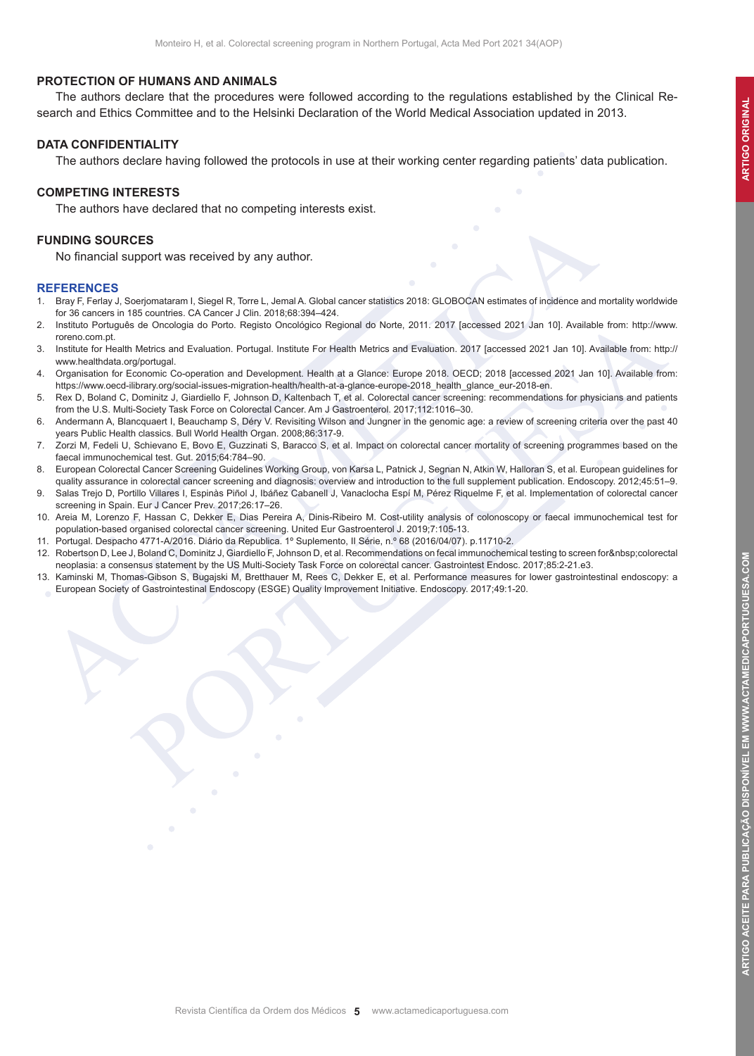## PROTECTION OF HUMANS AND ANIMALS

The authors declare that the procedures were followed according to the regulations established by the Clinical Research and Ethics Committee and to the Helsinki Declaration of the World Medical Association updated in 2013.

## DATA CONFIDENTIALITY

The authors declare having followed the protocols in use at their working center regarding patients' data publication.

## COMPETING INTERESTS

The authors have declared that no competing interests exist.

## FUNDING SOURCES

No financial support was received by any author.

## REFERENCES

1. Bray F, Ferlay J, Soerjomataram I, Siegel R, Torre L, Jemal A. Global cancer statistics 2018: GLOBOCAN estimates of incidence and mortality worldwide for 36 cancers in 185 countries. CA Cancer J Clin. 2018;68:394–424.
2. Instituto Português de Oncologia do Porto. Registo Oncológico Regional do Norte, 2011. 2017 [accessed 2021 Jan 10]. Available from: http://www.roreno.com.pt.
3. Institute for Health Metrics and Evaluation. Portugal. Institute For Health Metrics and Evaluation. 2017 [accessed 2021 Jan 10]. Available from: http://www.healthdata.org/portugal.
4. Organisation for Economic Co-operation and Development. Health at a Glance: Europe 2018. OECD; 2018 [accessed 2021 Jan 10]. Available from: https://www.oecd-ilibrary.org/social-issues-migration-health/health-at-a-glance-europe-2018_health_glance_eur-2018-en.
5. Rex D, Boland C, Dominitz J, Giardiello F, Johnson D, Kaltenbach T, et al. Colorectal cancer screening: recommendations for physicians and patients from the U.S. Multi-Society Task Force on Colorectal Cancer. Am J Gastroenterol. 2017;112:1016–30.
6. Andermann A, Blancquaert I, Beauchamp S, Déry V. Revisiting Wilson and Jungner in the genomic age: a review of screening criteria over the past 40 years Public Health classics. Bull World Health Organ. 2008;86:317-9.
7. Zorzi M, Fedeli U, Schievano E, Bovo E, Guzzinati S, Baracco S, et al. Impact on colorectal cancer mortality of screening programmes based on the faecal immunochemical test. Gut. 2015;64:784–90.
8. European Colorectal Cancer Screening Guidelines Working Group, von Karsa L, Patnick J, Segnan N, Atkin W, Halloran S, et al. European guidelines for quality assurance in colorectal cancer screening and diagnosis: overview and introduction to the full supplement publication. Endoscopy. 2012;45:51–9.
9. Salas Trejo D, Portillo Villares I, Espinàs Piñol J, Ibáñez Cabanell J, Vanaclocha Espí M, Pérez Riquelme F, et al. Implementation of colorectal cancer screening in Spain. Eur J Cancer Prev. 2017;26:17–26.
10. Areia M, Lorenzo F, Hassan C, Dekker E, Dias Pereira A, Dinis-Ribeiro M. Cost-utility analysis of colonoscopy or faecal immunochemical test for population-based organised colorectal cancer screening. United Eur Gastroenterol J. 2019;7:105-13.
11. Portugal. Despacho 4771-A/2016. Diário da Republica. 1º Suplemento, II Série, n.º 68 (2016/04/07). p.11710-2.
12. Robertson D, Lee J, Boland C, Dominitz J, Giardiello F, Johnson D, et al. Recommendations on fecal immunochemical testing to screen for&nbsp;colorectal neoplasia: a consensus statement by the US Multi-Society Task Force on colorectal cancer. Gastrointest Endosc. 2017;85:2-21.e3.
13. Kaminski M, Thomas-Gibson S, Bugajski M, Bretthauer M, Rees C, Dekker E, et al. Performance measures for lower gastrointestinal endoscopy: a European Society of Gastrointestinal Endoscopy (ESGE) Quality Improvement Initiative. Endoscopy. 2017;49:1-20.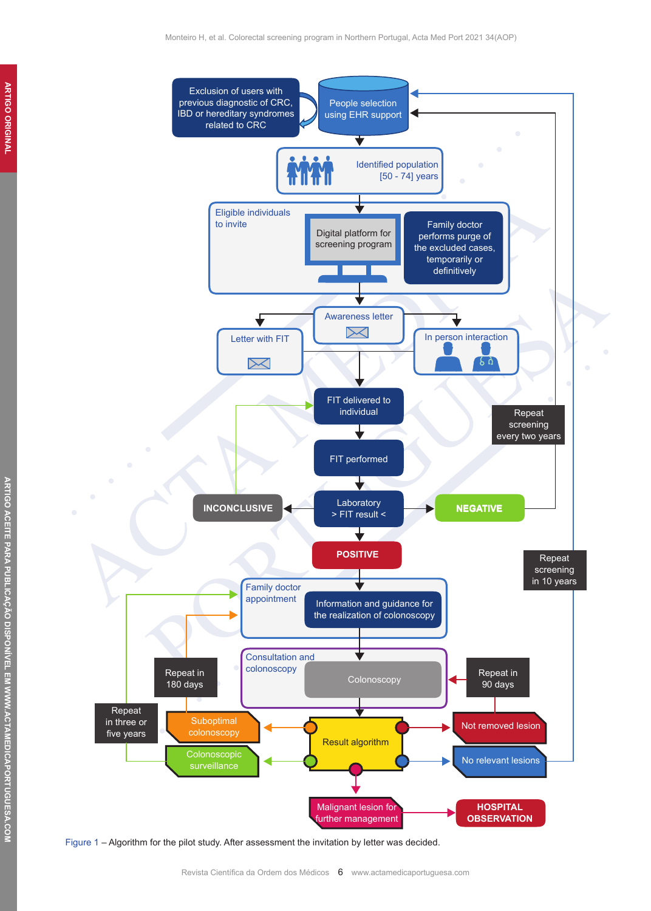Figure 1 – Algorithm for the pilot study. After assessment the invitation by letter was decided.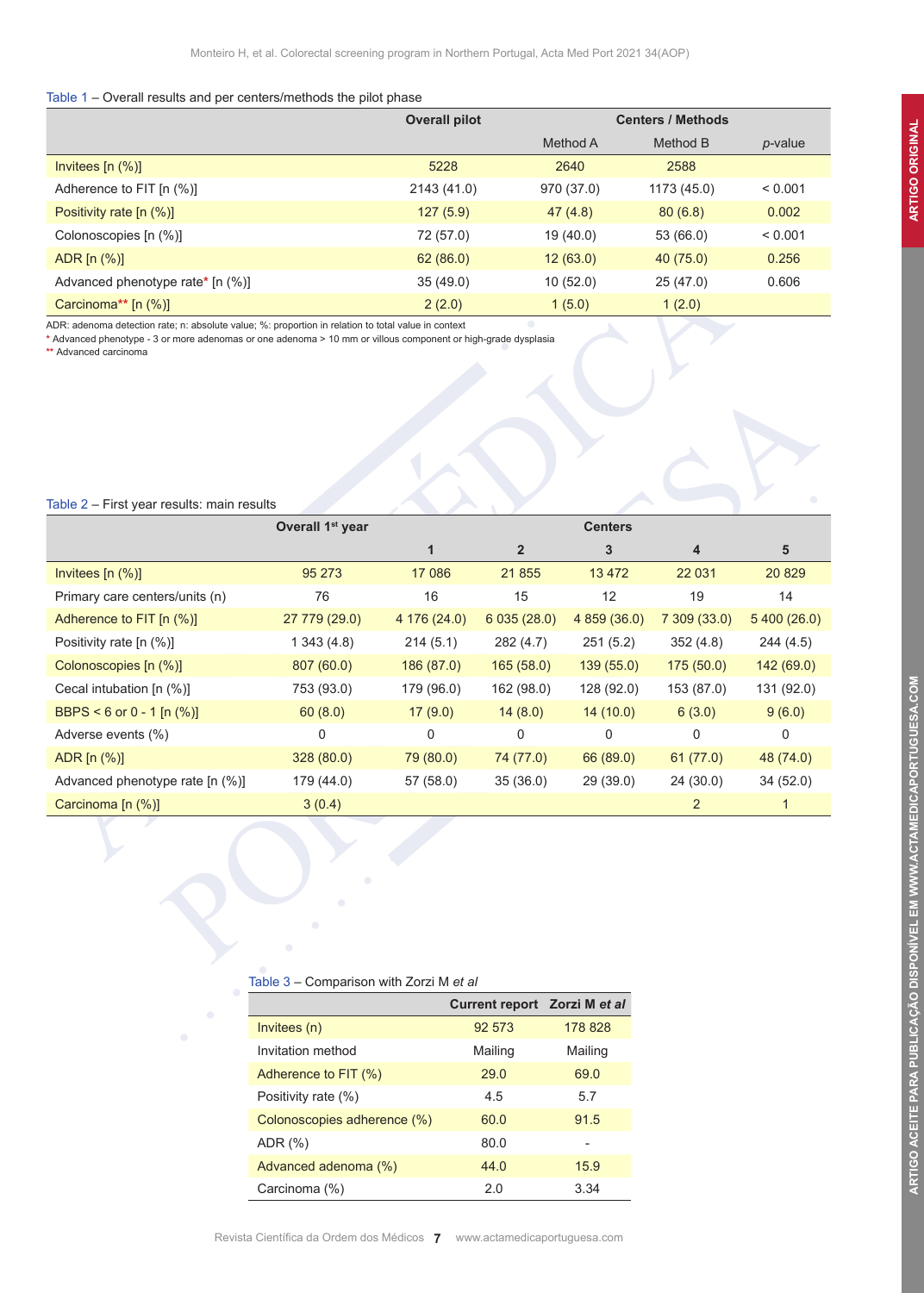Table 1 – Overall results and per centers/methods the pilot phase

| | Overall pilot | Centers / Methods | | |
|---|---|---|---|---|
| | | Method A | Method B | *p*-value |
| Invitees [n (%)] | 5228 | 2640 | 2588 | |
| Adherence to FIT [n (%)] | 2143 (41.0) | 970 (37.0) | 1173 (45.0) | < 0.001 |
| Positivity rate [n (%)] | 127 (5.9) | 47 (4.8) | 80 (6.8) | 0.002 |
| Colonoscopies [n (%)] | 72 (57.0) | 19 (40.0) | 53 (66.0) | < 0.001 |
| ADR [n (%)] | 62 (86.0) | 12 (63.0) | 40 (75.0) | 0.256 |
| Advanced phenotype rate* [n (%)] | 35 (49.0) | 10 (52.0) | 25 (47.0) | 0.606 |
| Carcinoma** [n (%)] | 2 (2.0) | 1 (5.0) | 1 (2.0) | |

ADR: adenoma detection rate; n: absolute value; %: proportion in relation to total value in context
* Advanced phenotype - 3 or more adenomas or one adenoma > 10 mm or villous component or high-grade dysplasia
** Advanced carcinoma

Table 2 – First year results: main results

| | Overall 1st year | Centers | | | | |
|---|---|---|---|---|---|---|
| | | 1 | 2 | 3 | 4 | 5 |
| Invitees [n (%)] | 95 273 | 17 086 | 21 855 | 13 472 | 22 031 | 20 829 |
| Primary care centers/units (n) | 76 | 16 | 15 | 12 | 19 | 14 |
| Adherence to FIT [n (%)] | 27 779 (29.0) | 4 176 (24.0) | 6 035 (28.0) | 4 859 (36.0) | 7 309 (33.0) | 5 400 (26.0) |
| Positivity rate [n (%)] | 1 343 (4.8) | 214 (5.1) | 282 (4.7) | 251 (5.2) | 352 (4.8) | 244 (4.5) |
| Colonoscopies [n (%)] | 807 (60.0) | 186 (87.0) | 165 (58.0) | 139 (55.0) | 175 (50.0) | 142 (69.0) |
| Cecal intubation [n (%)] | 753 (93.0) | 179 (96.0) | 162 (98.0) | 128 (92.0) | 153 (87.0) | 131 (92.0) |
| BBPS < 6 or 0 - 1 [n (%)] | 60 (8.0) | 17 (9.0) | 14 (8.0) | 14 (10.0) | 6 (3.0) | 9 (6.0) |
| Adverse events (%) | 0 | 0 | 0 | 0 | 0 | 0 |
| ADR [n (%)] | 328 (80.0) | 79 (80.0) | 74 (77.0) | 66 (89.0) | 61 (77.0) | 48 (74.0) |
| Advanced phenotype rate [n (%)] | 179 (44.0) | 57 (58.0) | 35 (36.0) | 29 (39.0) | 24 (30.0) | 34 (52.0) |
| Carcinoma [n (%)] | 3 (0.4) | | | | 2 | 1 |

Table 3 – Comparison with Zorzi M *et al*

| | Current report | Zorzi M *et al* |
|---|---|---|
| Invitees (n) | 92 573 | 178 828 |
| Invitation method | Mailing | Mailing |
| Adherence to FIT (%) | 29.0 | 69.0 |
| Positivity rate (%) | 4.5 | 5.7 |
| Colonoscopies adherence (%) | 60.0 | 91.5 |
| ADR (%) | 80.0 | - |
| Advanced adenoma (%) | 44.0 | 15.9 |
| Carcinoma (%) | 2.0 | 3.34 |